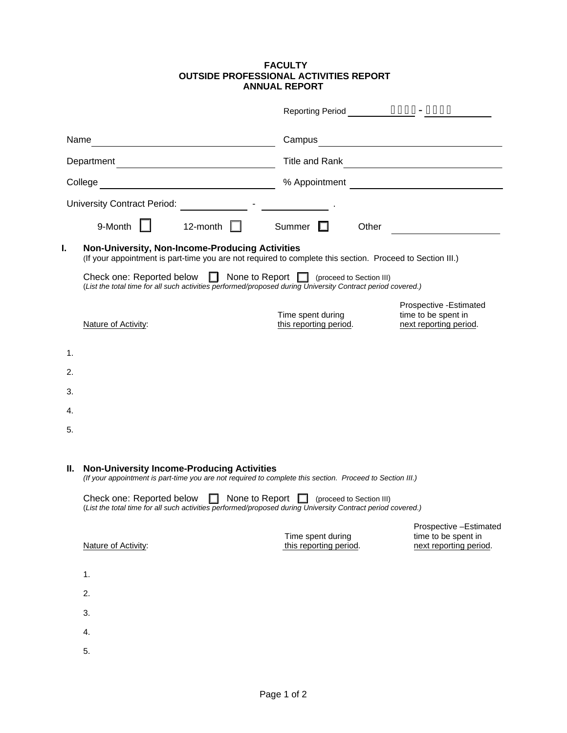# FACULTY
## OUTSIDE PROFESSIONAL ACTIVITIES REPORT
## ANNUAL REPORT

Reporting Period ____________ - ____________

Name ______________________  Campus ______________________

Department ______________________  Title and Rank ______________________

College ______________________  % Appointment ______________________

University Contract Period: __________ - __________ .

9-Month ☐   12-month ☐   Summer ☐   Other __________

## I. Non-University, Non-Income-Producing Activities

(If your appointment is part-time you are not required to complete this section. Proceed to Section III.)

Check one: Reported below ☐  None to Report ☐ (proceed to Section III)

(*List the total time for all such activities performed/proposed during University Contract period covered.)*

| Nature of Activity: | Time spent during this reporting period. | Prospective -Estimated time to be spent in next reporting period. |
|---|---|---|
| 1. | | |
| 2. | | |
| 3. | | |
| 4. | | |
| 5. | | |

## II. Non-University Income-Producing Activities

*(If your appointment is part-time you are not required to complete this section. Proceed to Section III.)*

Check one: Reported below ☐  None to Report ☐ (proceed to Section III)

(*List the total time for all such activities performed/proposed during University Contract period covered.)*

| Nature of Activity: | Time spent during this reporting period. | Prospective –Estimated time to be spent in next reporting period. |
|---|---|---|
| 1. | | |
| 2. | | |
| 3. | | |
| 4. | | |
| 5. | | |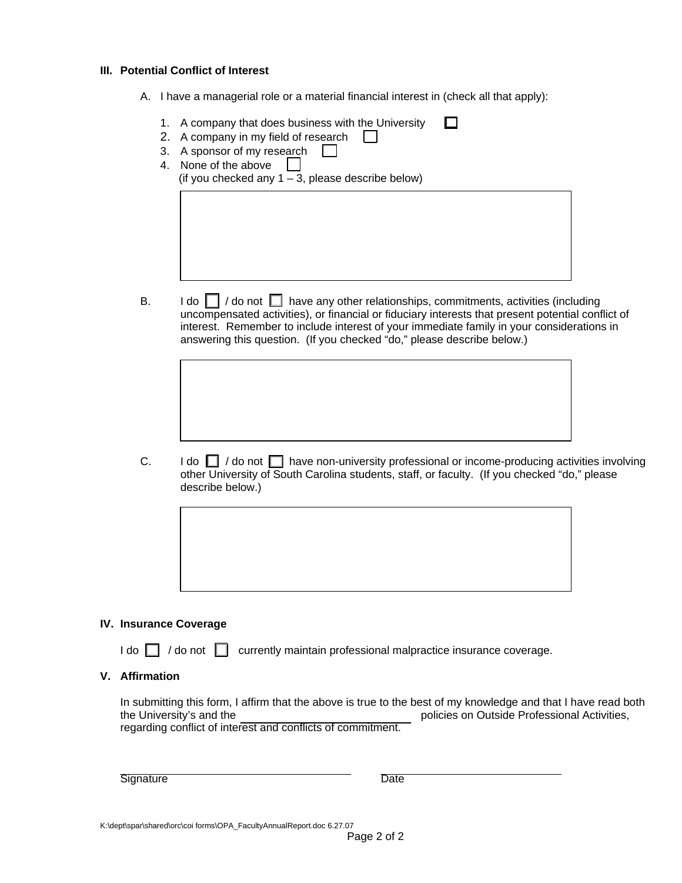### III. Potential Conflict of Interest

A. I have a managerial role or a material financial interest in (check all that apply):

1. A company that does business with the University ☐
2. A company in my field of research ☐
3. A sponsor of my research ☐
4. None of the above ☐

(if you checked any 1 – 3, please describe below)

B. I do ☐ / do not ☐ have any other relationships, commitments, activities (including uncompensated activities), or financial or fiduciary interests that present potential conflict of interest. Remember to include interest of your immediate family in your considerations in answering this question. (If you checked "do," please describe below.)

C. I do ☐ / do not ☐ have non-university professional or income-producing activities involving other University of South Carolina students, staff, or faculty. (If you checked "do," please describe below.)

### IV. Insurance Coverage

I do ☐ / do not ☐ currently maintain professional malpractice insurance coverage.

### V. Affirmation

In submitting this form, I affirm that the above is true to the best of my knowledge and that I have read both the University's and the ____________________ policies on Outside Professional Activities, regarding conflict of interest and conflicts of commitment.

Signature ____________________ Date ____________________

K:\dept\spar\shared\orc\coi forms\OPA_FacultyAnnualReport.doc 6.27.07